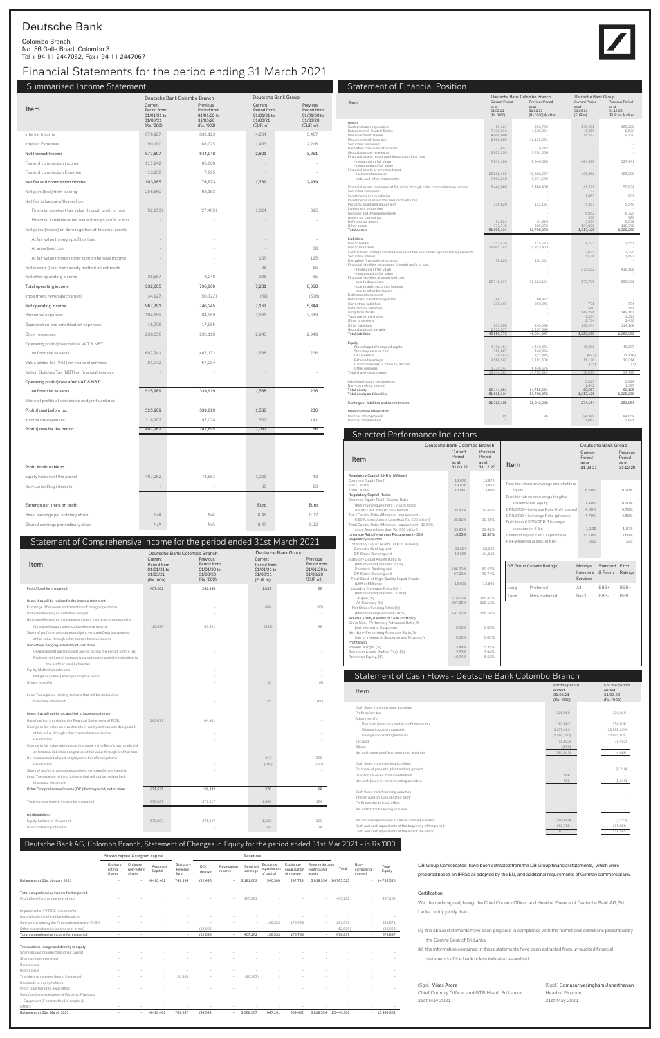# Deutsche Bank

Colombo Branch
No. 86 Galle Road, Colombo 3
Tel + 94-11-2447062, Fax+ 94-11-2447067

# Financial Statements for the period ending 31 March 2021

## Summarised Income Statement

| Item | Deutsche Bank Colombo Branch | | Deutsche Bank Group | |
|---|---|---|---|---|
| | Current Period from 01/01/21 to 31/03/21 (Rs. '000) | Previous Period from 01/01/20 to 31/03/20 (Rs. '000) | Current Period from 01/01/21 to 31/03/21 (EUR m) | Previous Period from 01/01/20 to 31/03/20 (EUR m) |
| Interest Income | 676,907 | 832,123 | 4,234 | 5,467 |
| Interest Expenses | 99,100 | 188,075 | 1,433 | 2,216 |
| Net Interest Income | 577,807 | 644,048 | 2,801 | 3,251 |
| Fee and commission income | 117,242 | 86,968 | - | - |
| Fee and commission Expense | 13,258 | 7,995 | - | - |
| Net fee and commission income | 103,985 | 78,973 | 2,739 | 2,439 |
| Net gain/(loss) from trading | 256,660 | 93,183 | - | - |
| Net fair value gains/(losses) on: | | | | |
| Financial assets at fair value through profit or loss | (32,173) | (27,483) | 1,324 | 395 |
| Financial liabilities at fair value through profit or loss | - | - | - | - |
| Net gains/(losses) on derecognition of financial assets: | | | | |
| At fair value through profit or loss | - | - | - | - |
| At amortised cost | - | - | - | 60 |
| At fair value through other comprehensive income | - | - | 107 | 125 |
| Net income/(loss) from equity method investments | - | - | 25 | 15 |
| Net other operating income | 26,587 | 8,246 | 236 | 65 |
| Total operating income | 932,865 | 796,966 | 7,231 | 6,350 |
| Impairment reversal/(charges) | 34,927 | (50,722) | (69) | (506) |
| Net operating income | 967,791 | 746,245 | 7,162 | 5,844 |
| Personnel expenses | 104,689 | 84,969 | 2,631 | 2,689 |
| Depreciation and amortisation expenses | 16,726 | 17,986 | - | - |
| Other expenses | 238,636 | 236,118 | 2,943 | 2,949 |
| Operating profit/(loss) before VAT & NBT | | | | |
| on financial services | 607,741 | 407,172 | 1,588 | 206 |
| Value added tax (VAT) on financial services | 81,772 | 67,254 | - | - |
| Nation Building Tax (NBT) on financial services | - | - | - | - |
| Operating profit/(loss) after VAT & NBT | | | | |
| on financial services | 525,969 | 339,919 | 1,588 | 206 |
| Share of profits of associates and joint ventures | - | - | - | - |
| Profit/(loss) before tax | 525,969 | 339,919 | 1,588 | 206 |
| Income tax expenses | 118,707 | 97,024 | 552 | 141 |
| Profit/(loss) for the period | 407,262 | 242,895 | 1,037 | 66 |
| | | | | |
| Profit Attributable to : | | | | |
| Equity holders of the parent | 407,262 | 73,561 | 1,001 | 43 |
| Non-controlling interests | - | - | 36 | 23 |
| | | | | |
| Earnings per share on profit | | | Euro | Euro |
| Basic earnings per ordinary share | N/A | N/A | 0.48 | 0.02 |
| Diluted earnings per ordinary share | N/A | N/A | 0.47 | 0.02 |

## Statement of Comprehensive income for the period ended 31st March 2021

| Item | Deutsche Bank Colombo Branch | | Deutsche Bank Group | |
|---|---|---|---|---|
| | Current Period from 01/01/21 to 31/03/21 (Rs. '000) | Previous Period from 01/01/20 to 31/03/20 (Rs. '000) | Current Period from 01/01/21 to 31/03/21 (EUR m) | Previous Period from 01/01/20 to 31/03/20 (EUR m) |
| Profit/(loss) for the period | 407,262 | 242,895 | 1,037 | 66 |
| Items that will be reclassified to income statement | | | | |
| Exchange differences on translation of foreign operations | - | - | 669 | (13) |
| Net gains/(losses) on cash flow hedges | - | - | - | - |
| Net gains/(losses) on investments in debt instruments measured at fair value through other comprehensive income | (12,096) | 43,431 | (359) | 46 |
| Share of profits of associates and joint ventures Debt instruments at fair value through other comprehensive income | - | - | - | - |
| Derivatives hedging variability of cash flows | | | | |
| Unrealized net gains (losses) arising during the period, before tax | - | - | - | - |
| Realized net gains (losses) arising during the period (reclassified to the profit or loss) before tax | - | - | - | - |
| Equity Method investments | - | - | - | - |
| Net gains (losses) arising during the period | - | - | - | - |
| Others (specify) | - | - | 20 | (4) |
| Less: Tax expense relating to items that will be reclassified to income statement | - | - | 125 | (60) |
| Items that will not be reclassified to income statement | | | | |
| Gain/(loss) on translating the Financial Statements of FCBU | 283,671 | 84,901 | - | - |
| Change in fair value on investments in equity instruments designated at fair value through other comprehensive income | - | - | - | - |
| Related Tax | - | - | - | - |
| Change in fair value attributable to change in the Bank's own credit risk on financial liabilities designated at fair value through profit or loss | - | - | - | - |
| Re-measurement of post-employment benefit obligations | - | - | 217 | 398 |
| Related Tax | - | - | (100) | (273) |
| Share of profits of associates and joint ventures Others (specify) | - | - | - | - |
| Less: Tax expense relating to items that will not be reclassified to income statement | - | - | - | - |
| Other Comprehensive Income (OCI) for the period, net of taxes | 271,575 | 128,322 | 570 | 98 |
| Total comprehensive income for the period | 678,837 | 371,217 | 1,604 | 164 |
| Attributable to : | | | | |
| Equity holders of the parent | 678,837 | 371,217 | 1,539 | 130 |
| Non-controlling interests | - | - | 65 | 34 |

## Statement of Financial Position

| Item | Deutsche Bank Colombo Branch | | Deutsche Bank Group | |
|---|---|---|---|---|
| | Current Period as at 31.03.21 (Rs. '000) | Previous Period as at 31.12.20 (Rs. '000) Audited | Current Period as at 31.03.21 (EUR m) | Previous Period as at 31.12.20 (EUR m) Audited |
| **Assets** | | | | |
| Cash and cash equivalents | 61,127 | 663,766 | 179,981 | 166,208 |
| Balances with Central Banks | 7,733,013 | 4,636,651 | 8,930 | 8,533 |
| Placement with Banks | 4,000,000 | - | 11,797 | 9,130 |
| Placement with branches | 3,000,000 | 11,315,031 | - | - |
| Securities borrowed | - | - | - | - |
| Derivative financial instruments | 77,657 | 79,242 | - | - |
| Group balances receivable | 3,631,585 | 3,791,096 | - | - |
| Financial assets recognised through profit or loss | | | | |
| - measured at fair value | 7,947,360 | 8,640,539 | 484,995 | 527,941 |
| - designated at fair value | - | - | - | - |
| Financial assets at amortised cost | | | | |
| - loans and advances | 23,385,103 | 18,302,687 | 435,362 | 426,995 |
| - debt and other instruments | 7,893,318 | 6,274,536 | - | - |
| Financial assets measured at fair value through other comprehensive income | 3,440,068 | 3,460,408 | 41,671 | 55,834 |
| Securities borrowed | - | - | 37 | - |
| Investments in subsidiaries | - | - | 1,062 | 901 |
| Investments in associates and joint ventures | - | - | - | - |
| Property, plant and equipment | 116,620 | 122,191 | 5,457 | 5,549 |
| Investment properties | - | - | - | - |
| Goodwill and intangible assets | - | - | 6,653 | 6,725 |
| Assets for current tax | - | - | 958 | 986 |
| Deferred tax assets | 91,924 | 91,924 | 5,934 | 6,058 |
| Other assets | 771,745 | 606,272 | 134,800 | 110,399 |
| **Total Assets** | 61,995,134 | 63,700,372 | 1,317,126 | 1,325,259 |
| **Liabilities** | | | | |
| Due to banks | 117,576 | 115,573 | 4,723 | 3,553 |
| Due to branches | 16,651,143 | 15,322,803 | - | - |
| Central bank funds purchased and securities sold under repurchase agreements | - | - | 3,022 | 2,325 |
| Securities loaned | - | - | 1,536 | 1,697 |
| Derivative financial instruments | 56,629 | 101,051 | - | - |
| Financial liabilities recognised through profit or loss | | | | |
| - measured at fair value | - | - | 375,552 | 419,199 |
| - designated at fair value | - | - | - | - |
| Financial liabilities at amortised cost | | | | |
| - due to depositors | 26,746,317 | 30,323,134 | 577,766 | 568,031 |
| - due to debt securities holders | - | - | - | - |
| - due to other borrowers | - | - | - | - |
| Debt securities issued | - | - | - | - |
| Retirement benefit obligations | 94,177 | 80,922 | - | - |
| Current tax liabilities | 278,197 | 250,041 | 771 | 574 |
| Deferred tax liabilities | - | - | 360 | 561 |
| Long term debts | - | - | 148,296 | 149,163 |
| Trust preferred shares | - | - | 1,334 | 1,321 |
| Other provisions | - | - | 2,734 | 2,430 |
| Other liabilities | 303,658 | 243,036 | 136,244 | 114,208 |
| Group balances payable | 2,332,877 | 2,297,696 | - | - |
| **Total liabilities** | 46,550,773 | 48,934,847 | 1,253,569 | 1,263,063 |
| **Equity** | | | | |
| Stated capital/Assigned capital | 4,410,461 | 4,410,461 | 45,692 | 45,697 |
| Statutory reserve fund | 769,687 | 749,324 | - | - |
| OCI Reserve | (34,542) | (22,446) | (693) | (1,118) |
| Retained earnings | 3,568,507 | 3,181,609 | 11,126 | 10,014 |
| Common shares in treasury, at cost | - | - | (35) | (7) |
| Other reserves | 6,730,247 | 6,446,576 | - | - |
| Total shareholders equity | 15,444,361 | 14,765,525 | 56,090 | 54,786 |
| Additional equity components | - | - | 5,825 | 5,824 |
| Non-controlling interest | - | - | 1,642 | 1,587 |
| Total equity | 15,444,361 | 14,765,524 | 63,557 | 62,196 |
| **Total equity and liabilities** | 61,995,134 | 63,700,372 | 1,317,126 | 1,325,259 |
| Contingent liabilities and commitments | 31,729,108 | 38,043,088 | 274,164 | 263,854 |
| Memorandum Information | | | | |
| Number of Employees | 85 | 86 | 84,389 | 84,659 |
| Number of Branches | 1 | 1 | 1,863 | 1,891 |

## Selected Performance Indicators

| Item | Deutsche Bank Colombo Branch | |
|---|---|---|
| | Current Period as at 31.03.21 | Previous Period as at 31.12.20 |
| **Regulatory Capital (LKR in Millions)** | | |
| Common Equity Tier I | 13,676 | 13,675 |
| Tier I Capital | 13,676 | 13,675 |
| Total Capital | 13,680 | 13,680 |
| **Regulatory Capital Ratios** | | |
| Common Equity Tier I Capital Ratio (Minimum requirement - 7.00% since Assets Less than Rs. 500 billion) | 35.82% | 39.41% |
| Tier I Capital Ratio (Minimum requirement - 8.50 % since Assets Less than Rs. 500 billion) | 35.82% | 39.41% |
| Total Capital Ratio (Minimum requirement - 12.50% since Assets Less than Rs. 500 billion) | 35.83% | 39.42% |
| Leverage Ratio (Minimum Requirement - 3%) | 19.53% | 19.38% |
| **Regulatory Liquidity** | | |
| Statutory Liquid Assets (LKR in Millions) | | |
| Domestic Banking unit | 22,624 | 22,052 |
| Off-Shore Banking unit | 14,636 | 21,198 |
| Statutory Liquid Assets Ratio,% (Minimum requirement 20 %) | | |
| Domestic Banking unit | 106.20% | 89.51% |
| Off-Shore Banking unit | 67.22% | 79.74% |
| Total Stock of High-Quality Liquid Assets (LKR in Millions) | 13,199 | 13,985 |
| Liquidity Coverage Ratio (%) - (Minimum requirement - 100%) | | |
| Rupee (%) | 514.00% | 785.43% |
| All Currency (%) | 307.25% | 328.13% |
| Net Stable Funding Ratio (%) - (Minimum Requirement - 90%) | 145.92% | 158.18% |
| **Assets Quality (Quality of Loan Portfolio)** | | |
| Gross Non - Performing Advances Ratio, % (net of Interest in Suspense) | 0.00% | 0.00% |
| Net Non - Performing Advances Ratio,% (net of Interest in Suspense and Provision) | 0.00% | 0.00% |
| **Profitability** | | |
| Interest Margin, (%) | 3.88% | 5.31% |
| Return on Assets (before Tax), (%) | 3.53% | 1.94% |
| Return on Equity, (%) | 10.74% | 6.52% |

| Item | Deutsche Bank Group | |
|---|---|---|
| | Current Period as at 31.03.21 | Previous Period as at 31.12.20 |
| Post-tax return on average shareholders' equity | 6.60% | 0.20% |
| Post-tax return on average tangible shareholders' equity | 7.40% | 0.20% |
| CRR/CRD 4 Leverage Ratio (fully loaded) | 4.60% | 4.70% |
| CRR/CRD 4 Leverage Ratio (phase in) | 4.70% | 4.80% |
| Fully loaded CRR/CRD 4 leverage exposure in € bn | 1,103 | 1,078 |
| Common Equity Tier 1 capital ratio | 13.70% | 13.60% |
| Risk-weighted assets, in € bn | 330 | 329 |

| DB Group Current Ratings | | Moodys Investors | Standard & Poor's | Fitch Ratings |
|---|---|---|---|---|
| Long Term | Preferred | A3 | BBB+ | BBB+ |
| | Non-preferred | Baa3 | BBB- | BBB |

## Statement of Cash Flows - Deutsche Bank Colombo Branch

| Item | For the period ended 31.03.21 (Rs. '000) | For the period ended 31.03.20 (Rs. '000) |
|---|---|---|
| Cash flows from operating activities | | |
| Profit before tax | 525,969 | 339,919 |
| Adjustment for: | | |
| Non cash items included in profit before tax | 162,863 | 253,636 |
| Change in operating assets | 1,379,424 | (12,906,254) |
| Change in operating liabilities | (2,598,299) | 12,401,635 |
| Tax paid | (59,613) | (79,452) |
| Others | (555) | - |
| Net cash generated from operating activities | (590,611) | 4,666 |
| Cash flows from investing activities | | |
| Purchase of property, plant and equipment | - | (6,210) |
| Dividend received from investments | 955 | - |
| Net cash (used in) from investing activities | 955 | (6,210) |
| Cash flows from financing activities | | |
| Interest paid on subordinated debt | - | - |
| Profit transfer to head office | - | - |
| Net cash from financing activities | - | - |
| Net increase/(decrease) in cash & cash equivalents | (589,656) | (1,323) |
| Cash and cash equivalents at the beginning of the period | 663,766 | 115,869 |
| Cash and cash equivalents at the end of the period | 61,127 | 114,545 |

## Deutsche Bank AG, Colombo Branch, Statement of Changes in Equity for the period ended 31st Mar 2021 - in Rs.'000

| | Stated capital/Assigned capital | | | Reserves | | | | | | | | | |
|---|---|---|---|---|---|---|---|---|---|---|---|---|---|
| | Ordinary voting shares | Ordinary non-voting shares | Assigned Capital | Statutory Reserve fund | OCI reserve | Revaluation reserve | Retained earnings | Exchange equalisation of capital | Exchange equalisation of reserve | Reserve through contributed assets | Total | Non-controlling interest | Total Equity |
| Balance as at 01st January 2021 | - | - | 4,410,461 | 749,324 | (22,446) | - | 3,181,609 | 540,309 | 287,714 | 5,618,554 | 14,765,525 | - | 14,765,525 |
| Total comprehensive income for the period | | | | | | | | | | | | | |
| Profit/(loss) for the year (net of tax) | - | - | - | - | - | - | 407,262 | - | - | - | 407,262 | - | 407,262 |
| Impairment of FVTOCI Investments | - | - | - | - | - | - | - | - | - | - | - | - | - |
| Acturial gain in defined benefits plans | - | - | - | - | - | - | - | - | - | - | - | - | - |
| Gain on translating the Financials statement FCBU | - | - | - | - | - | - | - | 106,933 | 176,738 | - | 283,671 | - | 283,671 |
| Other comprehensive income (net of tax) | - | - | - | - | (12,096) | - | - | - | - | - | (12,096) | - | (12,096) |
| Total comprehensive income for the period | - | - | - | - | (12,096) | - | 407,262 | 106,933 | 176,738 | - | 678,837 | - | 678,837 |
| Transactions recognised directly in equity | | | | | | | | | | | | | |
| Shares issue/increase of assigned capital | - | - | - | - | - | - | - | - | - | - | - | - | - |
| Share options exercised | - | - | - | - | - | - | - | - | - | - | - | - | - |
| Bonus issue | - | - | - | - | - | - | - | - | - | - | - | - | - |
| Rights issue | - | - | - | - | - | - | - | - | - | - | - | - | - |
| Transfers to reserves during the period | - | - | - | 20,363 | - | - | (20,363) | - | - | - | - | - | - |
| Dividends to equity holders | - | - | - | - | - | - | - | - | - | - | - | - | - |
| Profit transferred to head office | - | - | - | - | - | - | - | - | - | - | - | - | - |
| Gain/(loss) on revaluation of Property, Plant and Equipment (if cost method is adopted) | - | - | - | - | - | - | - | - | - | - | - | - | - |
| Others | - | - | - | - | - | - | - | - | - | - | - | - | - |
| Balance as at 31st March 2021 | - | - | 4,410,461 | 769,687 | (34,542) | - | 3,568,507 | 647,241 | 464,452 | 5,618,554 | 15,444,362 | - | 15,444,362 |

DB Group Consolidated have been extracted from the DB Group financial statements, which were prepared based on IFRSs as adopted by the EU, and additional requirements of German commercial law.

Certification:

We, the undersigned, being the Chief Country Officer and Head of Finance of Deutsche Bank AG, Sri Lanka certify jointly that:-

(a) the above statements have been prepared in compliance with the format and definitions prescribed by the Central Bank of Sri Lanka

(b) the information contained in these statements have been extracted from un-audited financial statements of the bank unless indicated as audited

(Sgd.) Vikas Arora
Chief Country Officer and GTB Head, Sri Lanka
21st May 2021

(Sgd.) Somasuriyasingham Janarthanan
Head of Finance
21st May 2021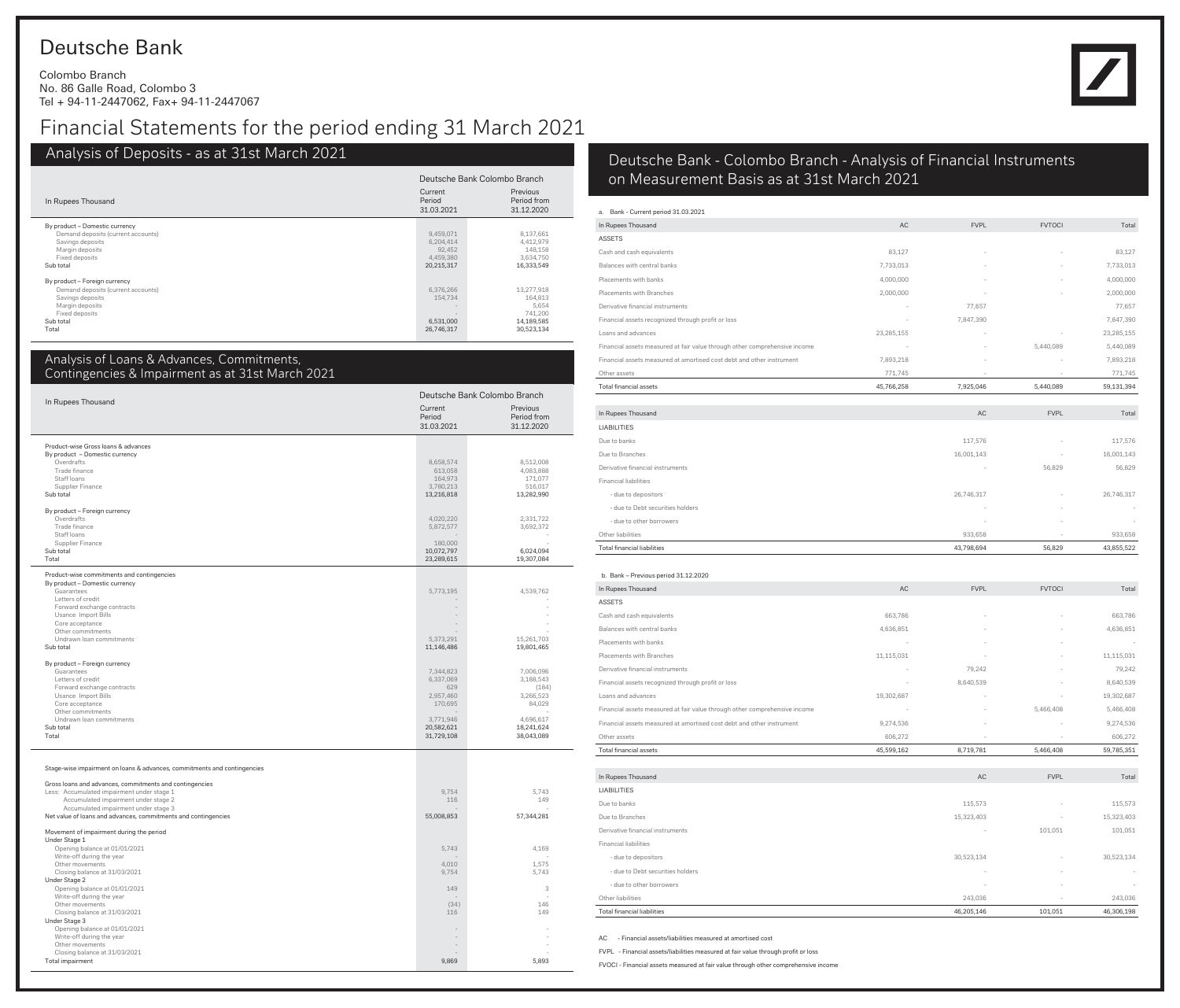# Deutsche Bank

Colombo Branch
No. 86 Galle Road, Colombo 3
Tel + 94-11-2447062, Fax+ 94-11-2447067

## Financial Statements for the period ending 31 March 2021

### Analysis of Deposits - as at 31st March 2021

| In Rupees Thousand | Deutsche Bank Colombo Branch Current Period 31.03.2021 | Previous Period from 31.12.2020 |
|---|---|---|
| By product – Domestic currency | | |
| Demand deposits (current accounts) | 9,459,071 | 8,137,661 |
| Savings deposits | 6,204,414 | 4,412,979 |
| Margin deposits | 92,452 | 148,158 |
| Fixed deposits | 4,459,380 | 3,634,750 |
| Sub total | 20,215,317 | 16,333,549 |
| By product – Foreign currency | | |
| Demand deposits (current accounts) | 6,376,266 | 13,277,918 |
| Savings deposits | 154,734 | 164,813 |
| Margin deposits | - | 5,654 |
| Fixed deposits | - | 741,200 |
| Sub total | 6,531,000 | 14,189,585 |
| Total | 26,746,317 | 30,523,134 |

### Analysis of Loans & Advances, Commitments, Contingencies & Impairment as at 31st March 2021

| In Rupees Thousand | Deutsche Bank Colombo Branch Current Period 31.03.2021 | Previous Period from 31.12.2020 |
|---|---|---|
| Product-wise Gross loans & advances | | |
| By product – Domestic currency | | |
| Overdrafts | 8,658,574 | 8,512,008 |
| Trade finance | 613,058 | 4,083,888 |
| Staff loans | 164,973 | 171,077 |
| Supplier Finance | 3,780,213 | 516,017 |
| Sub total | 13,216,818 | 13,282,990 |
| By product – Foreign currency | | |
| Overdrafts | 4,020,220 | 2,331,722 |
| Trade finance | 5,872,577 | 3,692,372 |
| Staff loans | - | - |
| Supplier Finance | 180,000 | - |
| Sub total | 10,072,797 | 6,024,094 |
| Total | 23,289,615 | 19,307,084 |
| Product-wise commitments and contingencies | | |
| By product – Domestic currency | | |
| Guarantees | 5,773,195 | 4,539,762 |
| Letters of credit | - | - |
| Forward exchange contracts | - | - |
| Usance Import Bills | - | - |
| Core acceptance | - | - |
| Other commitments | - | - |
| Undrawn loan commitments | 5,373,291 | 15,261,703 |
| Sub total | 11,146,486 | 19,801,465 |
| By product – Foreign currency | | |
| Guarantees | 7,344,823 | 7,006,096 |
| Letters of credit | 6,337,069 | 3,188,543 |
| Forward exchange contracts | 629 | (184) |
| Usance Import Bills | 2,957,460 | 3,266,523 |
| Core acceptance | 170,695 | 84,029 |
| Other commitments | - | - |
| Undrawn loan commitments | 3,771,946 | 4,696,617 |
| Sub total | 20,582,621 | 18,241,624 |
| Total | 31,729,108 | 38,043,089 |
| Stage-wise impairment on loans & advances, commitments and contingencies | | |
| Gross loans and advances, commitments and contingencies | | |
| Less: Accumulated impairment under stage 1 | 9,754 | 5,743 |
| Accumulated impairment under stage 2 | 116 | 149 |
| Accumulated impairment under stage 3 | - | - |
| Net value of loans and advances, commitments and contingencies | 55,008,853 | 57,344,281 |
| Movement of impairment during the period | | |
| Under Stage 1 | | |
| Opening balance at 01/01/2021 | 5,743 | 4,169 |
| Write-off during the year | - | - |
| Other movements | 4,010 | 1,575 |
| Closing balance at 31/03/2021 | 9,754 | 5,743 |
| Under Stage 2 | | |
| Opening balance at 01/01/2021 | 149 | 3 |
| Write-off during the year | - | - |
| Other movements | (34) | 146 |
| Closing balance at 31/03/2021 | 116 | 149 |
| Under Stage 3 | | |
| Opening balance at 01/01/2021 | - | - |
| Write-off during the year | - | - |
| Other movements | - | - |
| Closing balance at 31/03/2021 | - | - |
| Total impairment | 9,869 | 5,893 |

### Deutsche Bank - Colombo Branch - Analysis of Financial Instruments on Measurement Basis as at 31st March 2021

a. Bank - Current period 31.03.2021

| In Rupees Thousand | AC | FVPL | FVTOCI | Total |
|---|---|---|---|---|
| ASSETS | | | | |
| Cash and cash equivalents | 83,127 | - | - | 83,127 |
| Balances with central banks | 7,733,013 | - | - | 7,733,013 |
| Placements with banks | 4,000,000 | - | - | 4,000,000 |
| Placements with Branches | 2,000,000 | - | - | 2,000,000 |
| Derivative financial instruments | - | 77,657 | - | 77,657 |
| Financial assets recognized through profit or loss | - | 7,847,390 | - | 7,847,390 |
| Loans and advances | 23,285,155 | - | - | 23,285,155 |
| Financial assets measured at fair value through other comprehensive income | - | - | 5,440,089 | 5,440,089 |
| Financial assets measured at amortised cost debt and other instrument | 7,893,218 | - | - | 7,893,218 |
| Other assets | 771,745 | - | - | 771,745 |
| Total financial assets | 45,766,258 | 7,925,046 | 5,440,089 | 59,131,394 |

| In Rupees Thousand | AC | FVPL | Total |
|---|---|---|---|
| LIABILITIES | | | |
| Due to banks | 117,576 | - | 117,576 |
| Due to Branches | 16,001,143 | - | 16,001,143 |
| Derivative financial instruments | - | 56,829 | 56,829 |
| Financial liabilities | | | |
| - due to depositors | 26,746,317 | - | 26,746,317 |
| - due to Debt securities holders | - | - | - |
| - due to other borrowers | - | - | - |
| Other liabilities | 933,658 | - | 933,658 |
| Total financial liabilities | 43,798,694 | 56,829 | 43,855,522 |

b. Bank – Previous period 31.12.2020

| In Rupees Thousand | AC | FVPL | FVTOCI | Total |
|---|---|---|---|---|
| ASSETS | | | | |
| Cash and cash equivalents | 663,786 | - | - | 663,786 |
| Balances with central banks | 4,636,851 | - | - | 4,636,851 |
| Placements with banks | - | - | - | - |
| Placements with Branches | 11,115,031 | - | - | 11,115,031 |
| Derivative financial instruments | - | 79,242 | - | 79,242 |
| Financial assets recognized through profit or loss | - | 8,640,539 | - | 8,640,539 |
| Loans and advances | 19,302,687 | - | - | 19,302,687 |
| Financial assets measured at fair value through other comprehensive income | - | - | 5,466,408 | 5,466,408 |
| Financial assets measured at amortised cost debt and other instrument | 9,274,536 | - | - | 9,274,536 |
| Other assets | 606,272 | - | - | 606,272 |
| Total financial assets | 45,599,162 | 8,719,781 | 5,466,408 | 59,785,351 |

| In Rupees Thousand | AC | FVPL | Total |
|---|---|---|---|
| LIABILITIES | | | |
| Due to banks | 115,573 | - | 115,573 |
| Due to Branches | 15,323,403 | - | 15,323,403 |
| Derivative financial instruments | - | 101,051 | 101,051 |
| Financial liabilities | | | |
| - due to depositors | 30,523,134 | - | 30,523,134 |
| - due to Debt securities holders | - | - | - |
| - due to other borrowers | - | - | - |
| Other liabilities | 243,036 | - | 243,036 |
| Total financial liabilities | 46,205,146 | 101,051 | 46,306,198 |

AC - Financial assets/liabilities measured at amortised cost

FVPL - Financial assets/liabilities measured at fair value through profit or loss

FVOCI - Financial assets measured at fair value through other comprehensive income